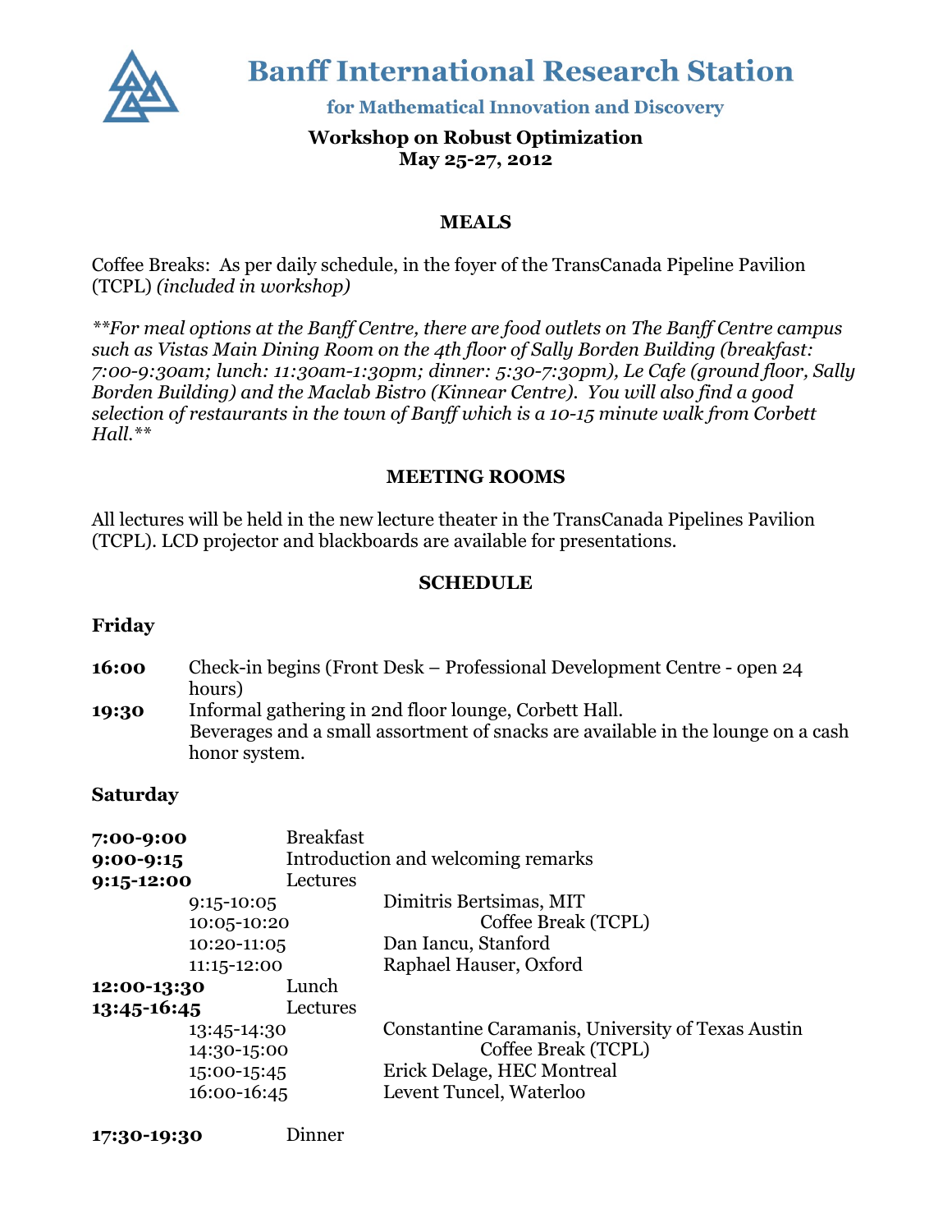# Banff International Research Station

### for Mathematical Innovation and Discovery

**Workshop on Robust Optimization**
**May 25-27, 2012**

## MEALS

Coffee Breaks: As per daily schedule, in the foyer of the TransCanada Pipeline Pavilion (TCPL) *(included in workshop)*

*\*\*For meal options at the Banff Centre, there are food outlets on The Banff Centre campus such as Vistas Main Dining Room on the 4th floor of Sally Borden Building (breakfast: 7:00-9:30am; lunch: 11:30am-1:30pm; dinner: 5:30-7:30pm), Le Cafe (ground floor, Sally Borden Building) and the Maclab Bistro (Kinnear Centre). You will also find a good selection of restaurants in the town of Banff which is a 10-15 minute walk from Corbett Hall.\*\**

## MEETING ROOMS

All lectures will be held in the new lecture theater in the TransCanada Pipelines Pavilion (TCPL). LCD projector and blackboards are available for presentations.

## SCHEDULE

### Friday

**16:00** Check-in begins (Front Desk – Professional Development Centre - open 24 hours)

**19:30** Informal gathering in 2nd floor lounge, Corbett Hall.
Beverages and a small assortment of snacks are available in the lounge on a cash honor system.

### Saturday

**7:00-9:00** Breakfast

**9:00-9:15** Introduction and welcoming remarks

**9:15-12:00** Lectures

- 9:15-10:05 Dimitris Bertsimas, MIT
- 10:05-10:20 Coffee Break (TCPL)
- 10:20-11:05 Dan Iancu, Stanford
- 11:15-12:00 Raphael Hauser, Oxford

**12:00-13:30** Lunch

**13:45-16:45** Lectures

- 13:45-14:30 Constantine Caramanis, University of Texas Austin
- 14:30-15:00 Coffee Break (TCPL)
- 15:00-15:45 Erick Delage, HEC Montreal
- 16:00-16:45 Levent Tuncel, Waterloo

**17:30-19:30** Dinner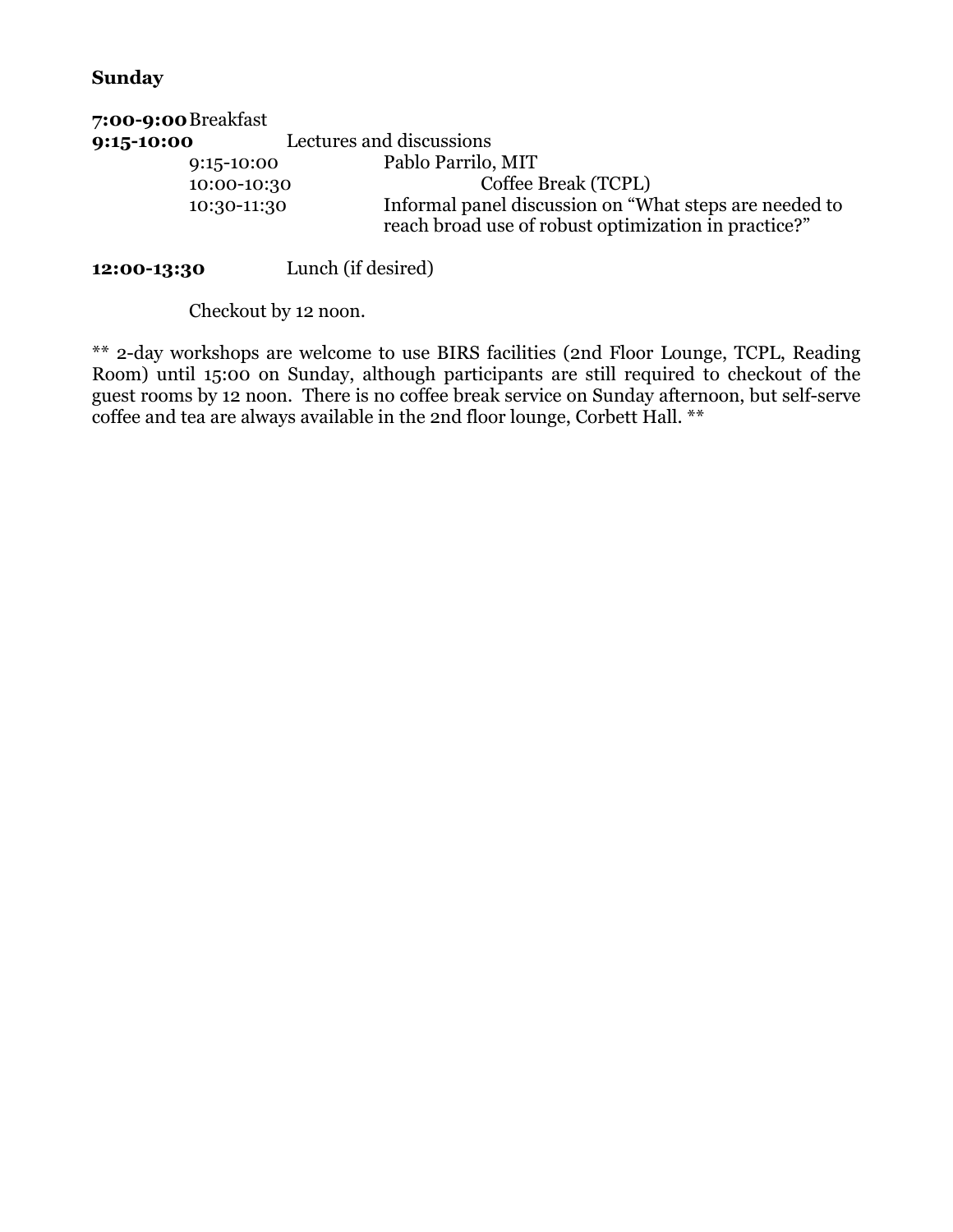**Sunday**

**7:00-9:00** Breakfast

**9:15-10:00** Lectures and discussions

| | |
|---|---|
| 9:15-10:00 | Pablo Parrilo, MIT |
| 10:00-10:30 | Coffee Break (TCPL) |
| 10:30-11:30 | Informal panel discussion on "What steps are needed to reach broad use of robust optimization in practice?" |

**12:00-13:30** Lunch (if desired)

Checkout by 12 noon.

** 2-day workshops are welcome to use BIRS facilities (2nd Floor Lounge, TCPL, Reading Room) until 15:00 on Sunday, although participants are still required to checkout of the guest rooms by 12 noon. There is no coffee break service on Sunday afternoon, but self-serve coffee and tea are always available in the 2nd floor lounge, Corbett Hall. **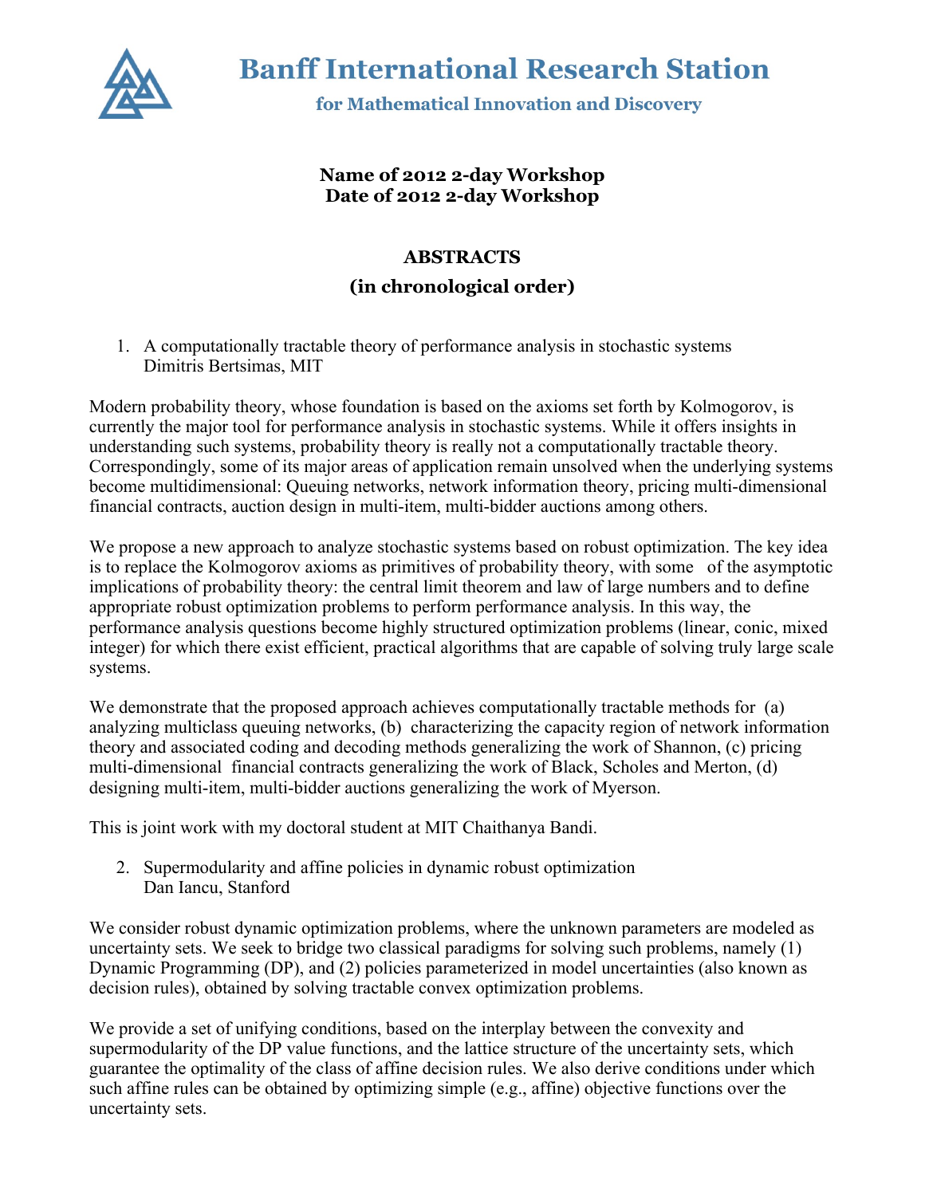# Banff International Research Station

## for Mathematical Innovation and Discovery

**Name of 2012 2-day Workshop**
**Date of 2012 2-day Workshop**

**ABSTRACTS**
**(in chronological order)**

1. A computationally tractable theory of performance analysis in stochastic systems
   Dimitris Bertsimas, MIT

Modern probability theory, whose foundation is based on the axioms set forth by Kolmogorov, is currently the major tool for performance analysis in stochastic systems. While it offers insights in understanding such systems, probability theory is really not a computationally tractable theory. Correspondingly, some of its major areas of application remain unsolved when the underlying systems become multidimensional: Queuing networks, network information theory, pricing multi-dimensional financial contracts, auction design in multi-item, multi-bidder auctions among others.

We propose a new approach to analyze stochastic systems based on robust optimization. The key idea is to replace the Kolmogorov axioms as primitives of probability theory, with some of the asymptotic implications of probability theory: the central limit theorem and law of large numbers and to define appropriate robust optimization problems to perform performance analysis. In this way, the performance analysis questions become highly structured optimization problems (linear, conic, mixed integer) for which there exist efficient, practical algorithms that are capable of solving truly large scale systems.

We demonstrate that the proposed approach achieves computationally tractable methods for (a) analyzing multiclass queuing networks, (b) characterizing the capacity region of network information theory and associated coding and decoding methods generalizing the work of Shannon, (c) pricing multi-dimensional financial contracts generalizing the work of Black, Scholes and Merton, (d) designing multi-item, multi-bidder auctions generalizing the work of Myerson.

This is joint work with my doctoral student at MIT Chaithanya Bandi.

2. Supermodularity and affine policies in dynamic robust optimization
   Dan Iancu, Stanford

We consider robust dynamic optimization problems, where the unknown parameters are modeled as uncertainty sets. We seek to bridge two classical paradigms for solving such problems, namely (1) Dynamic Programming (DP), and (2) policies parameterized in model uncertainties (also known as decision rules), obtained by solving tractable convex optimization problems.

We provide a set of unifying conditions, based on the interplay between the convexity and supermodularity of the DP value functions, and the lattice structure of the uncertainty sets, which guarantee the optimality of the class of affine decision rules. We also derive conditions under which such affine rules can be obtained by optimizing simple (e.g., affine) objective functions over the uncertainty sets.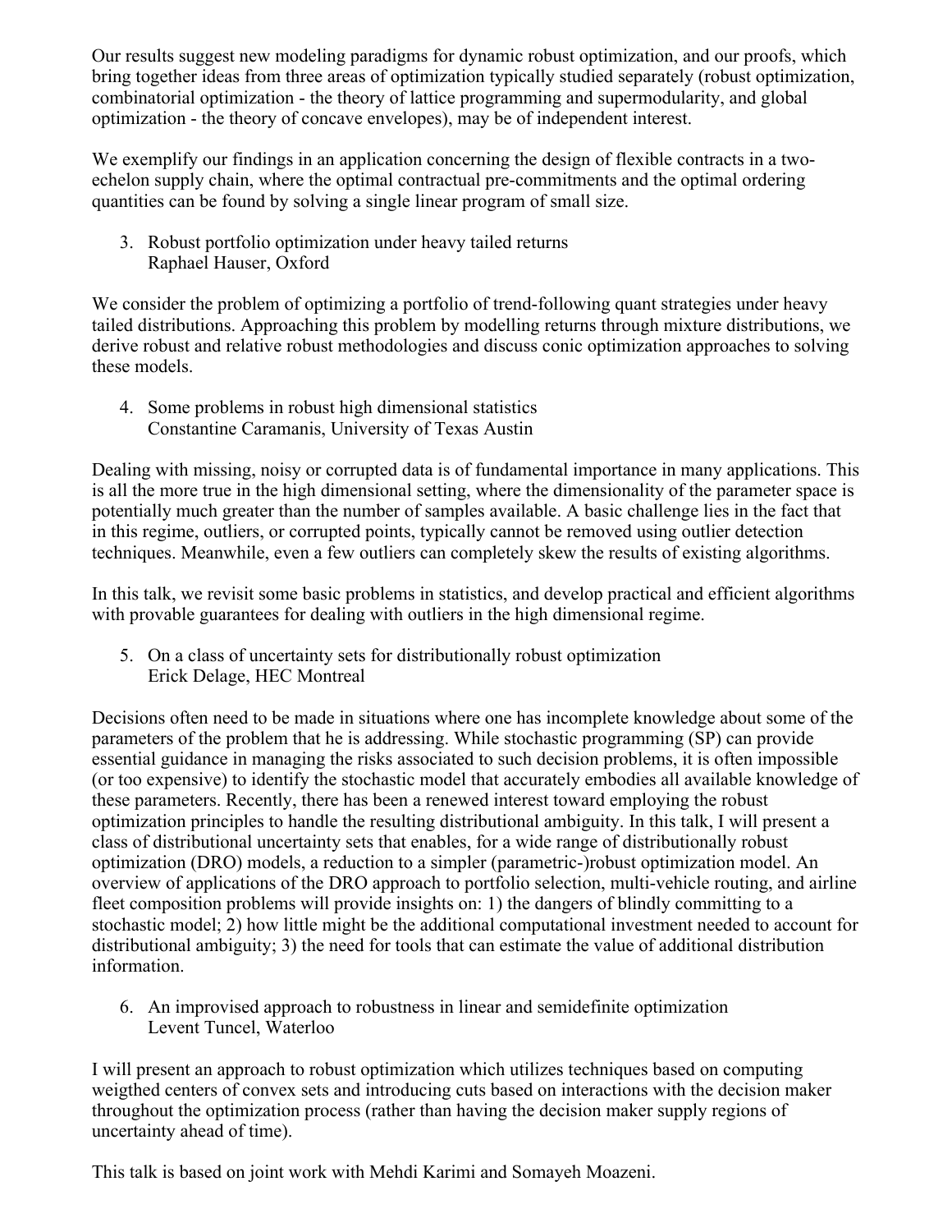Our results suggest new modeling paradigms for dynamic robust optimization, and our proofs, which bring together ideas from three areas of optimization typically studied separately (robust optimization, combinatorial optimization - the theory of lattice programming and supermodularity, and global optimization - the theory of concave envelopes), may be of independent interest.

We exemplify our findings in an application concerning the design of flexible contracts in a two-echelon supply chain, where the optimal contractual pre-commitments and the optimal ordering quantities can be found by solving a single linear program of small size.

3. Robust portfolio optimization under heavy tailed returns
   Raphael Hauser, Oxford

We consider the problem of optimizing a portfolio of trend-following quant strategies under heavy tailed distributions. Approaching this problem by modelling returns through mixture distributions, we derive robust and relative robust methodologies and discuss conic optimization approaches to solving these models.

4. Some problems in robust high dimensional statistics
   Constantine Caramanis, University of Texas Austin

Dealing with missing, noisy or corrupted data is of fundamental importance in many applications. This is all the more true in the high dimensional setting, where the dimensionality of the parameter space is potentially much greater than the number of samples available. A basic challenge lies in the fact that in this regime, outliers, or corrupted points, typically cannot be removed using outlier detection techniques. Meanwhile, even a few outliers can completely skew the results of existing algorithms.

In this talk, we revisit some basic problems in statistics, and develop practical and efficient algorithms with provable guarantees for dealing with outliers in the high dimensional regime.

5. On a class of uncertainty sets for distributionally robust optimization
   Erick Delage, HEC Montreal

Decisions often need to be made in situations where one has incomplete knowledge about some of the parameters of the problem that he is addressing. While stochastic programming (SP) can provide essential guidance in managing the risks associated to such decision problems, it is often impossible (or too expensive) to identify the stochastic model that accurately embodies all available knowledge of these parameters. Recently, there has been a renewed interest toward employing the robust optimization principles to handle the resulting distributional ambiguity. In this talk, I will present a class of distributional uncertainty sets that enables, for a wide range of distributionally robust optimization (DRO) models, a reduction to a simpler (parametric-)robust optimization model. An overview of applications of the DRO approach to portfolio selection, multi-vehicle routing, and airline fleet composition problems will provide insights on: 1) the dangers of blindly committing to a stochastic model; 2) how little might be the additional computational investment needed to account for distributional ambiguity; 3) the need for tools that can estimate the value of additional distribution information.

6. An improvised approach to robustness in linear and semidefinite optimization
   Levent Tuncel, Waterloo

I will present an approach to robust optimization which utilizes techniques based on computing weigthed centers of convex sets and introducing cuts based on interactions with the decision maker throughout the optimization process (rather than having the decision maker supply regions of uncertainty ahead of time).

This talk is based on joint work with Mehdi Karimi and Somayeh Moazeni.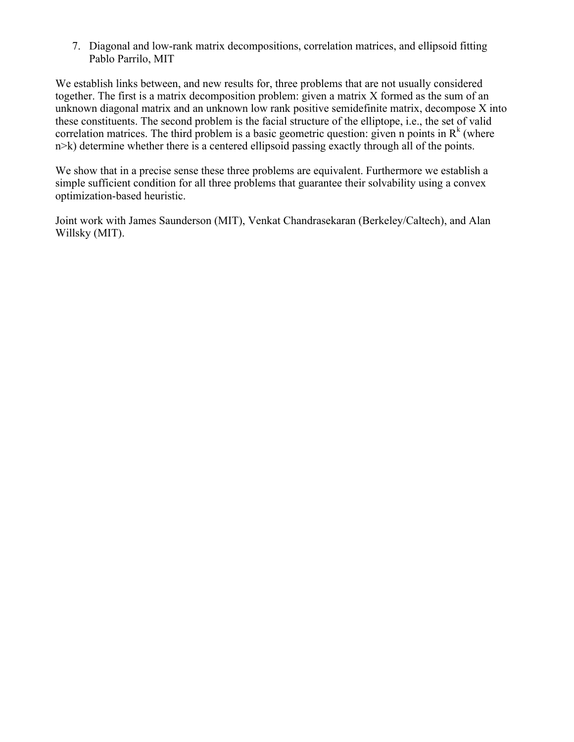7. Diagonal and low-rank matrix decompositions, correlation matrices, and ellipsoid fitting
   Pablo Parrilo, MIT

We establish links between, and new results for, three problems that are not usually considered together. The first is a matrix decomposition problem: given a matrix X formed as the sum of an unknown diagonal matrix and an unknown low rank positive semidefinite matrix, decompose X into these constituents. The second problem is the facial structure of the elliptope, i.e., the set of valid correlation matrices. The third problem is a basic geometric question: given n points in $R^k$ (where n>k) determine whether there is a centered ellipsoid passing exactly through all of the points.

We show that in a precise sense these three problems are equivalent. Furthermore we establish a simple sufficient condition for all three problems that guarantee their solvability using a convex optimization-based heuristic.

Joint work with James Saunderson (MIT), Venkat Chandrasekaran (Berkeley/Caltech), and Alan Willsky (MIT).